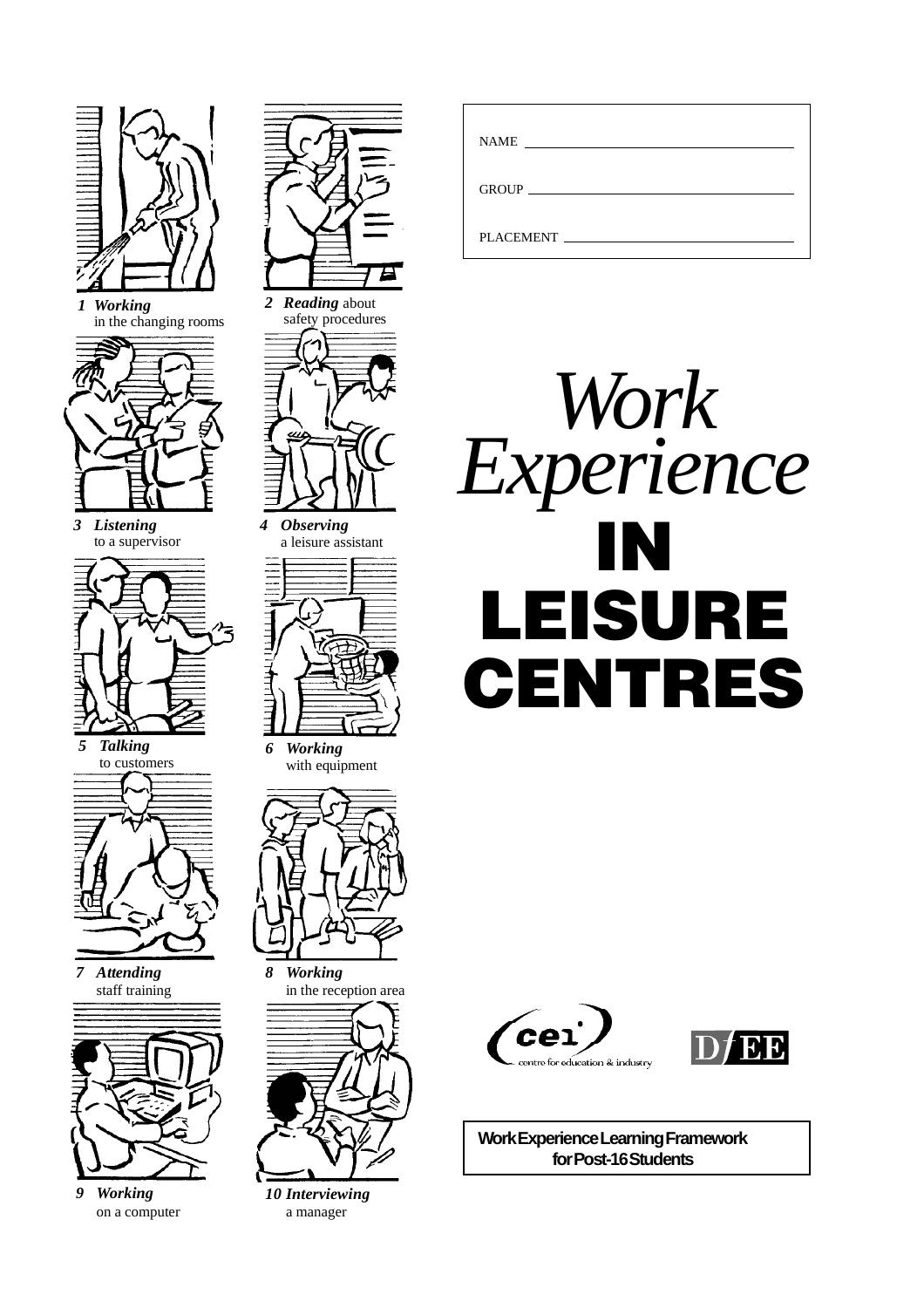NAME ______________________________

GROUP ______________________________

PLACEMENT ______________________________

# *Work Experience* IN LEISURE CENTRES

**1** ***Working*** in the changing rooms

**2** ***Reading*** about safety procedures

**3** ***Listening*** to a supervisor

**4** ***Observing*** a leisure assistant

**5** ***Talking*** to customers

**6** ***Working*** with equipment

**7** ***Attending*** staff training

**8** ***Working*** in the reception area

**9** ***Working*** on a computer

**10** ***Interviewing*** a manager

cei centre for education & industry

DfEE

**Work Experience Learning Framework for Post-16 Students**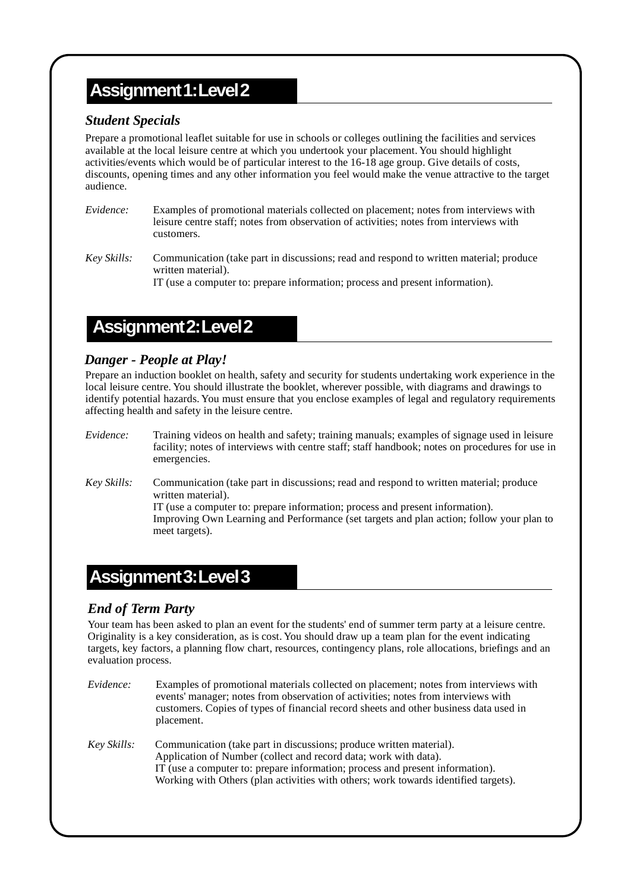## Assignment 1: Level 2

### *Student Specials*

Prepare a promotional leaflet suitable for use in schools or colleges outlining the facilities and services available at the local leisure centre at which you undertook your placement. You should highlight activities/events which would be of particular interest to the 16-18 age group. Give details of costs, discounts, opening times and any other information you feel would make the venue attractive to the target audience.

*Evidence:* Examples of promotional materials collected on placement; notes from interviews with leisure centre staff; notes from observation of activities; notes from interviews with customers.

*Key Skills:* Communication (take part in discussions; read and respond to written material; produce written material).
IT (use a computer to: prepare information; process and present information).

## Assignment 2: Level 2

### *Danger - People at Play!*

Prepare an induction booklet on health, safety and security for students undertaking work experience in the local leisure centre. You should illustrate the booklet, wherever possible, with diagrams and drawings to identify potential hazards. You must ensure that you enclose examples of legal and regulatory requirements affecting health and safety in the leisure centre.

*Evidence:* Training videos on health and safety; training manuals; examples of signage used in leisure facility; notes of interviews with centre staff; staff handbook; notes on procedures for use in emergencies.

*Key Skills:* Communication (take part in discussions; read and respond to written material; produce written material).
IT (use a computer to: prepare information; process and present information).
Improving Own Learning and Performance (set targets and plan action; follow your plan to meet targets).

## Assignment 3: Level 3

### *End of Term Party*

Your team has been asked to plan an event for the students' end of summer term party at a leisure centre. Originality is a key consideration, as is cost. You should draw up a team plan for the event indicating targets, key factors, a planning flow chart, resources, contingency plans, role allocations, briefings and an evaluation process.

*Evidence:* Examples of promotional materials collected on placement; notes from interviews with events' manager; notes from observation of activities; notes from interviews with customers. Copies of types of financial record sheets and other business data used in placement.

*Key Skills:* Communication (take part in discussions; produce written material).
Application of Number (collect and record data; work with data).
IT (use a computer to: prepare information; process and present information).
Working with Others (plan activities with others; work towards identified targets).